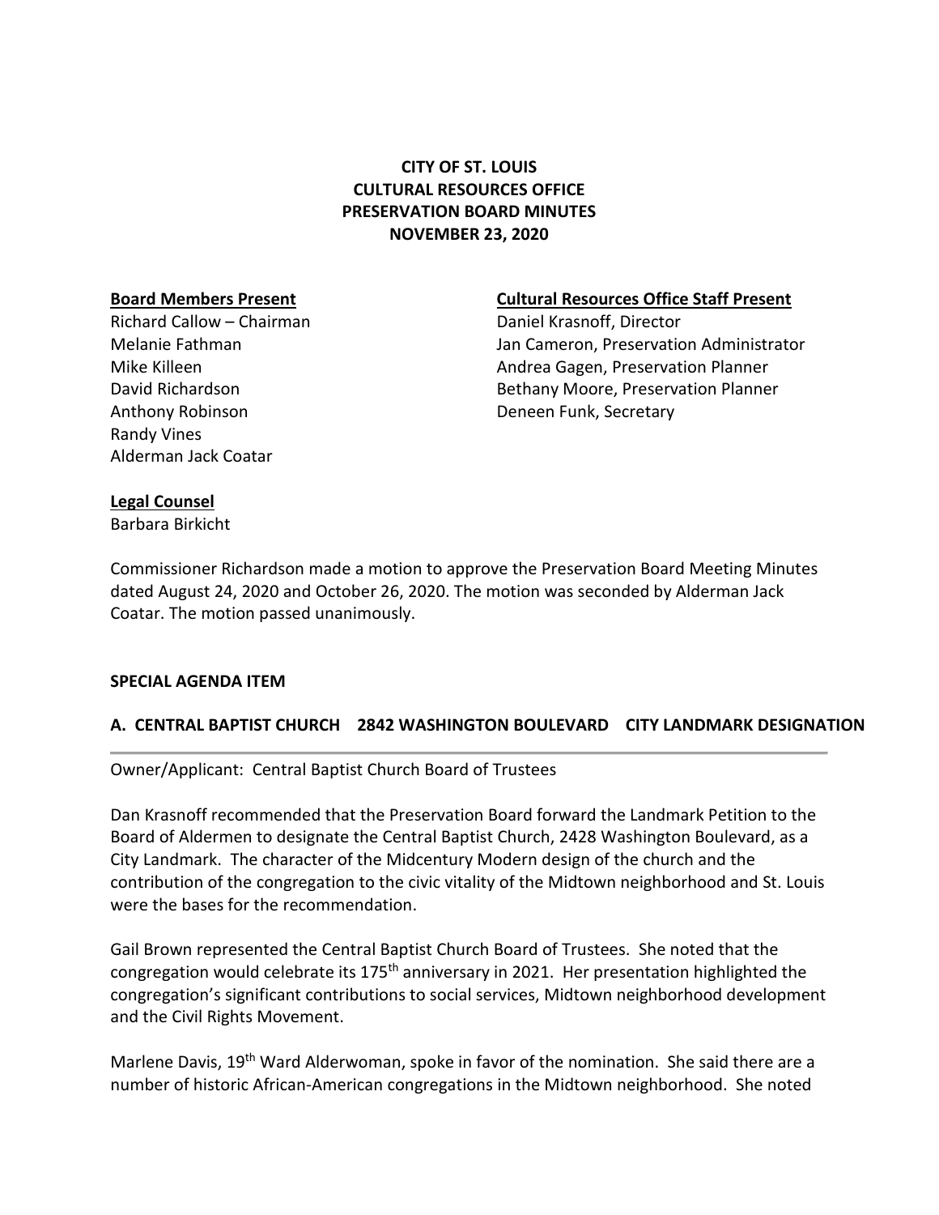**CITY OF ST. LOUIS**
**CULTURAL RESOURCES OFFICE**
**PRESERVATION BOARD MINUTES**
**NOVEMBER 23, 2020**

**Board Members Present**
Richard Callow – Chairman
Melanie Fathman
Mike Killeen
David Richardson
Anthony Robinson
Randy Vines
Alderman Jack Coatar

**Cultural Resources Office Staff Present**
Daniel Krasnoff, Director
Jan Cameron, Preservation Administrator
Andrea Gagen, Preservation Planner
Bethany Moore, Preservation Planner
Deneen Funk, Secretary

**Legal Counsel**
Barbara Birkicht

Commissioner Richardson made a motion to approve the Preservation Board Meeting Minutes dated August 24, 2020 and October 26, 2020. The motion was seconded by Alderman Jack Coatar. The motion passed unanimously.

**SPECIAL AGENDA ITEM**

**A. CENTRAL BAPTIST CHURCH 2842 WASHINGTON BOULEVARD CITY LANDMARK DESIGNATION**

---

Owner/Applicant: Central Baptist Church Board of Trustees

Dan Krasnoff recommended that the Preservation Board forward the Landmark Petition to the Board of Aldermen to designate the Central Baptist Church, 2428 Washington Boulevard, as a City Landmark. The character of the Midcentury Modern design of the church and the contribution of the congregation to the civic vitality of the Midtown neighborhood and St. Louis were the bases for the recommendation.

Gail Brown represented the Central Baptist Church Board of Trustees. She noted that the congregation would celebrate its 175th anniversary in 2021. Her presentation highlighted the congregation's significant contributions to social services, Midtown neighborhood development and the Civil Rights Movement.

Marlene Davis, 19th Ward Alderwoman, spoke in favor of the nomination. She said there are a number of historic African-American congregations in the Midtown neighborhood. She noted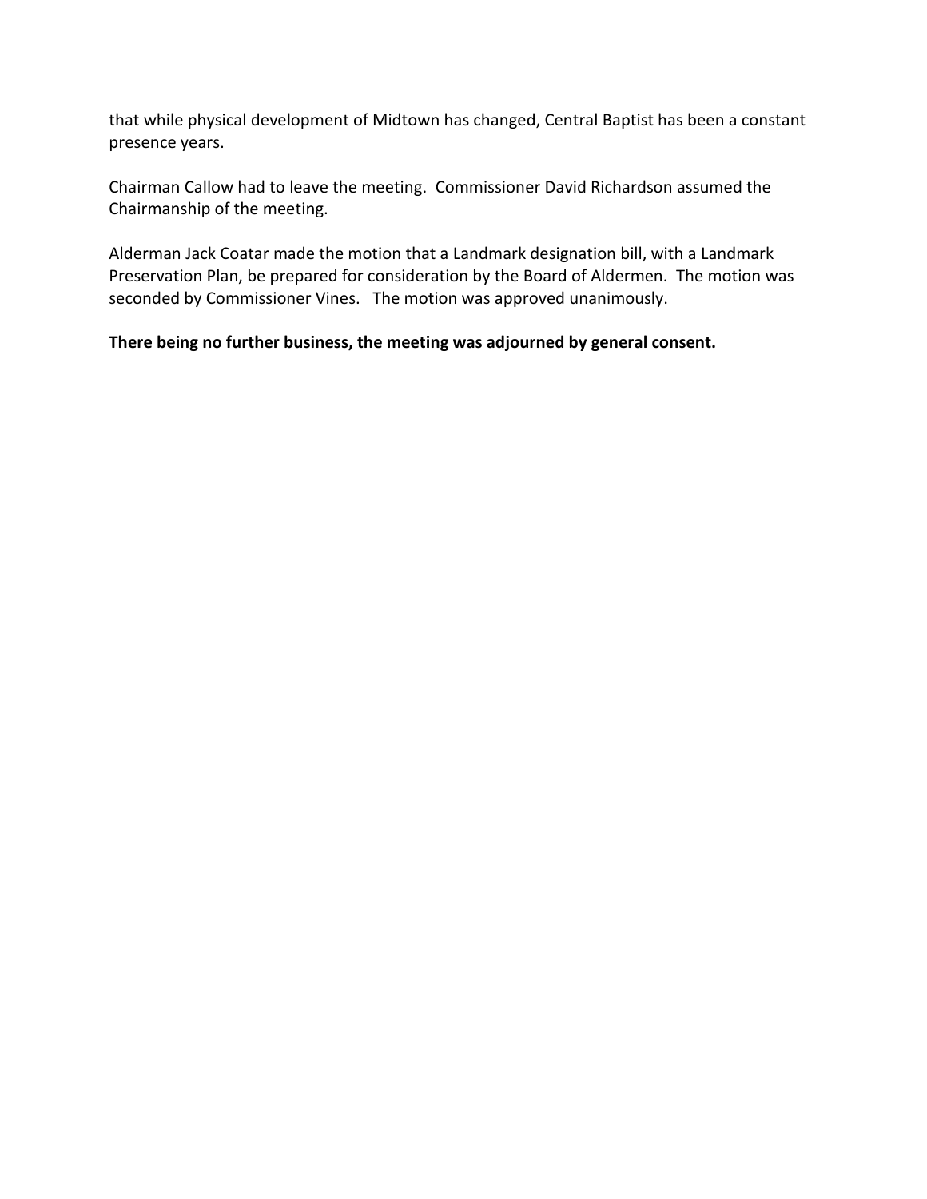that while physical development of Midtown has changed, Central Baptist has been a constant presence years.

Chairman Callow had to leave the meeting. Commissioner David Richardson assumed the Chairmanship of the meeting.

Alderman Jack Coatar made the motion that a Landmark designation bill, with a Landmark Preservation Plan, be prepared for consideration by the Board of Aldermen. The motion was seconded by Commissioner Vines. The motion was approved unanimously.

**There being no further business, the meeting was adjourned by general consent.**